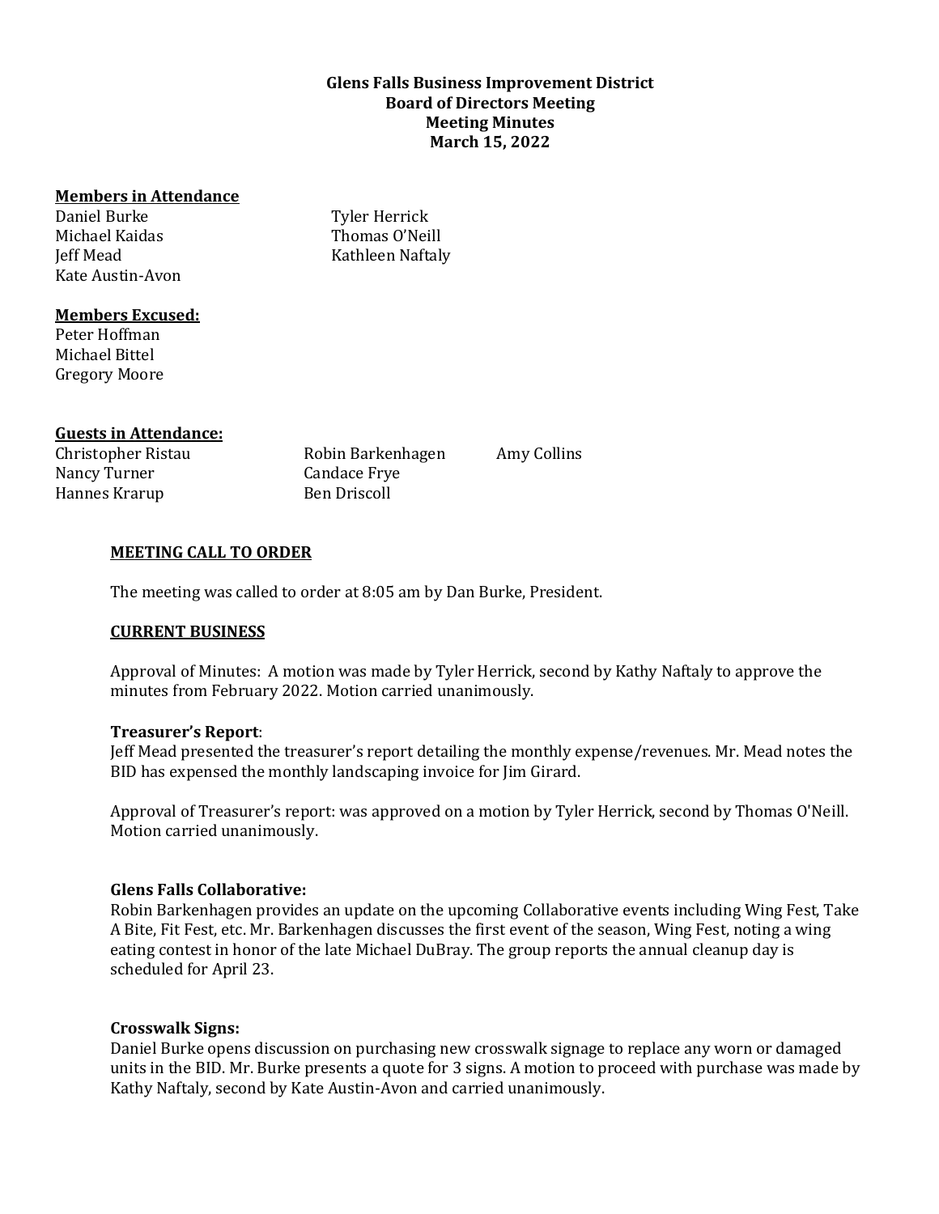**Glens Falls Business Improvement District**
**Board of Directors Meeting**
**Meeting Minutes**
**March 15, 2022**

**Members in Attendance**

Daniel Burke
Michael Kaidas
Jeff Mead
Kate Austin-Avon
Tyler Herrick
Thomas O'Neill
Kathleen Naftaly

**Members Excused:**

Peter Hoffman
Michael Bittel
Gregory Moore

**Guests in Attendance:**

Christopher Ristau
Nancy Turner
Hannes Krarup
Robin Barkenhagen
Candace Frye
Ben Driscoll
Amy Collins

**MEETING CALL TO ORDER**

The meeting was called to order at 8:05 am by Dan Burke, President.

**CURRENT BUSINESS**

Approval of Minutes: A motion was made by Tyler Herrick, second by Kathy Naftaly to approve the minutes from February 2022. Motion carried unanimously.

**Treasurer's Report**:

Jeff Mead presented the treasurer's report detailing the monthly expense/revenues. Mr. Mead notes the BID has expensed the monthly landscaping invoice for Jim Girard.

Approval of Treasurer's report: was approved on a motion by Tyler Herrick, second by Thomas O'Neill. Motion carried unanimously.

**Glens Falls Collaborative:**

Robin Barkenhagen provides an update on the upcoming Collaborative events including Wing Fest, Take A Bite, Fit Fest, etc. Mr. Barkenhagen discusses the first event of the season, Wing Fest, noting a wing eating contest in honor of the late Michael DuBray. The group reports the annual cleanup day is scheduled for April 23.

**Crosswalk Signs:**

Daniel Burke opens discussion on purchasing new crosswalk signage to replace any worn or damaged units in the BID. Mr. Burke presents a quote for 3 signs. A motion to proceed with purchase was made by Kathy Naftaly, second by Kate Austin-Avon and carried unanimously.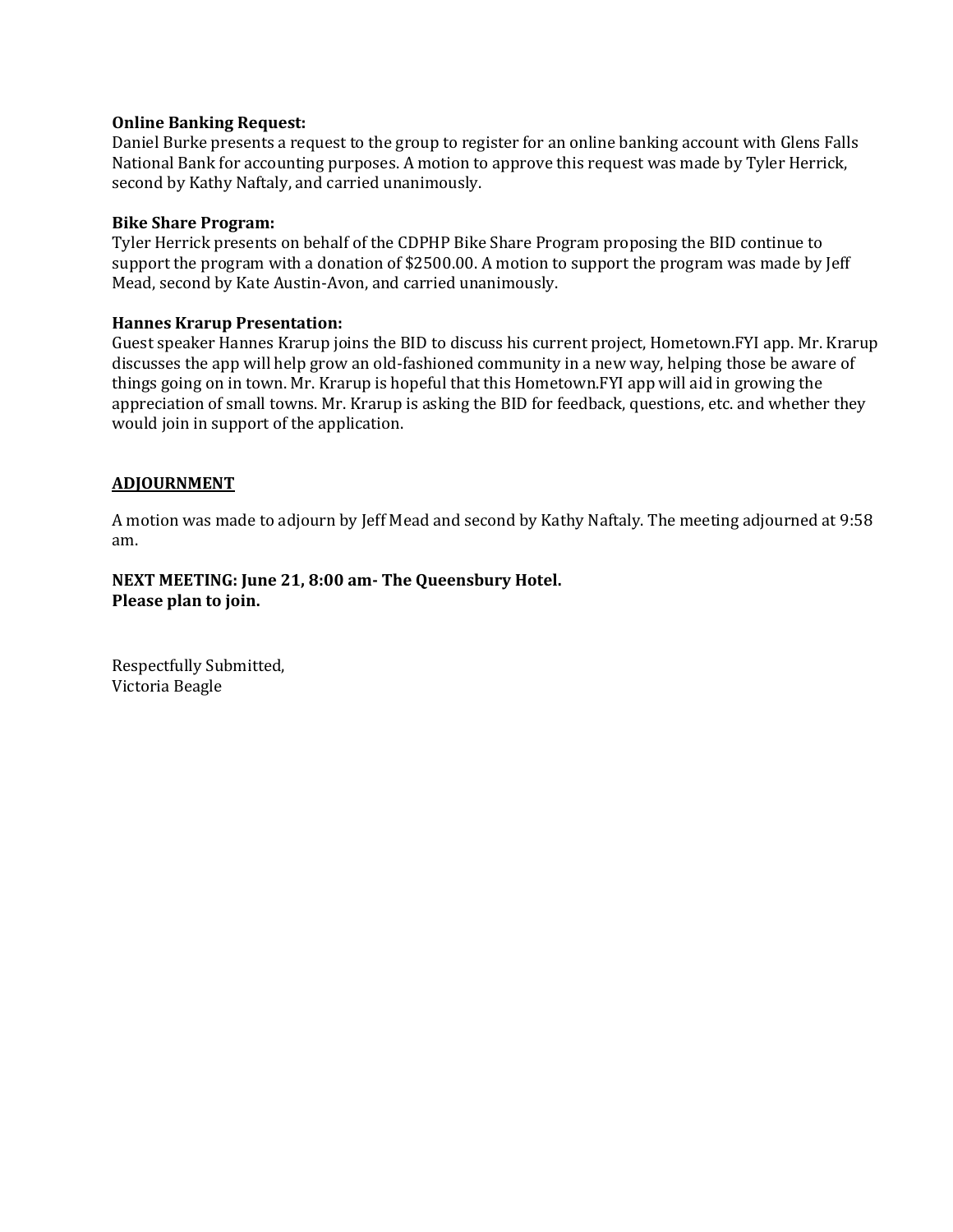**Online Banking Request:**
Daniel Burke presents a request to the group to register for an online banking account with Glens Falls National Bank for accounting purposes. A motion to approve this request was made by Tyler Herrick, second by Kathy Naftaly, and carried unanimously.

**Bike Share Program:**
Tyler Herrick presents on behalf of the CDPHP Bike Share Program proposing the BID continue to support the program with a donation of $2500.00. A motion to support the program was made by Jeff Mead, second by Kate Austin-Avon, and carried unanimously.

**Hannes Krarup Presentation:**
Guest speaker Hannes Krarup joins the BID to discuss his current project, Hometown.FYI app. Mr. Krarup discusses the app will help grow an old-fashioned community in a new way, helping those be aware of things going on in town. Mr. Krarup is hopeful that this Hometown.FYI app will aid in growing the appreciation of small towns. Mr. Krarup is asking the BID for feedback, questions, etc. and whether they would join in support of the application.

## ADJOURNMENT

A motion was made to adjourn by Jeff Mead and second by Kathy Naftaly. The meeting adjourned at 9:58 am.

**NEXT MEETING: June 21, 8:00 am- The Queensbury Hotel.**
**Please plan to join.**

Respectfully Submitted,
Victoria Beagle